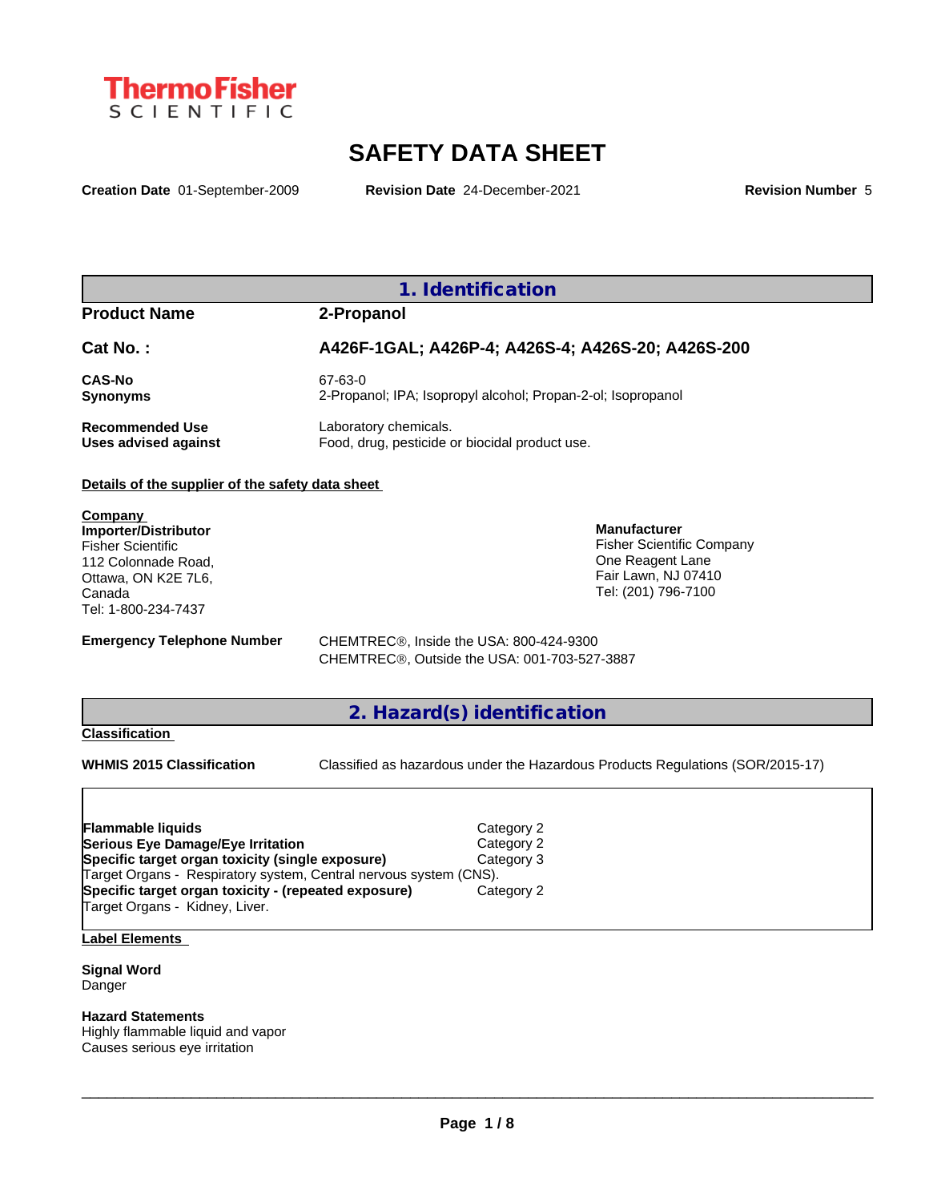ThermoFisher SCIENTIFIC

# SAFETY DATA SHEET

**Creation Date** 01-September-2009 **Revision Date** 24-December-2021 **Revision Number** 5

## 1. Identification

**Product Name** **2-Propanol**

**Cat No. :** **A426F-1GAL; A426P-4; A426S-4; A426S-20; A426S-200**

**CAS-No** 67-63-0
**Synonyms** 2-Propanol; IPA; Isopropyl alcohol; Propan-2-ol; Isopropanol

**Recommended Use** Laboratory chemicals.
**Uses advised against** Food, drug, pesticide or biocidal product use.

**Details of the supplier of the safety data sheet**

**Company**
**Importer/Distributor**
Fisher Scientific
112 Colonnade Road,
Ottawa, ON K2E 7L6,
Canada
Tel: 1-800-234-7437

**Manufacturer**
Fisher Scientific Company
One Reagent Lane
Fair Lawn, NJ 07410
Tel: (201) 796-7100

**Emergency Telephone Number** CHEMTREC®, Inside the USA: 800-424-9300
CHEMTREC®, Outside the USA: 001-703-527-3887

## 2. Hazard(s) identification

**Classification**

**WHMIS 2015 Classification** Classified as hazardous under the Hazardous Products Regulations (SOR/2015-17)

| | |
|---|---|
| **Flammable liquids** | Category 2 |
| **Serious Eye Damage/Eye Irritation** | Category 2 |
| **Specific target organ toxicity (single exposure)** | Category 3 |
| Target Organs - Respiratory system, Central nervous system (CNS). | |
| **Specific target organ toxicity - (repeated exposure)** | Category 2 |
| Target Organs - Kidney, Liver. | |

**Label Elements**

**Signal Word**
Danger

**Hazard Statements**
Highly flammable liquid and vapor
Causes serious eye irritation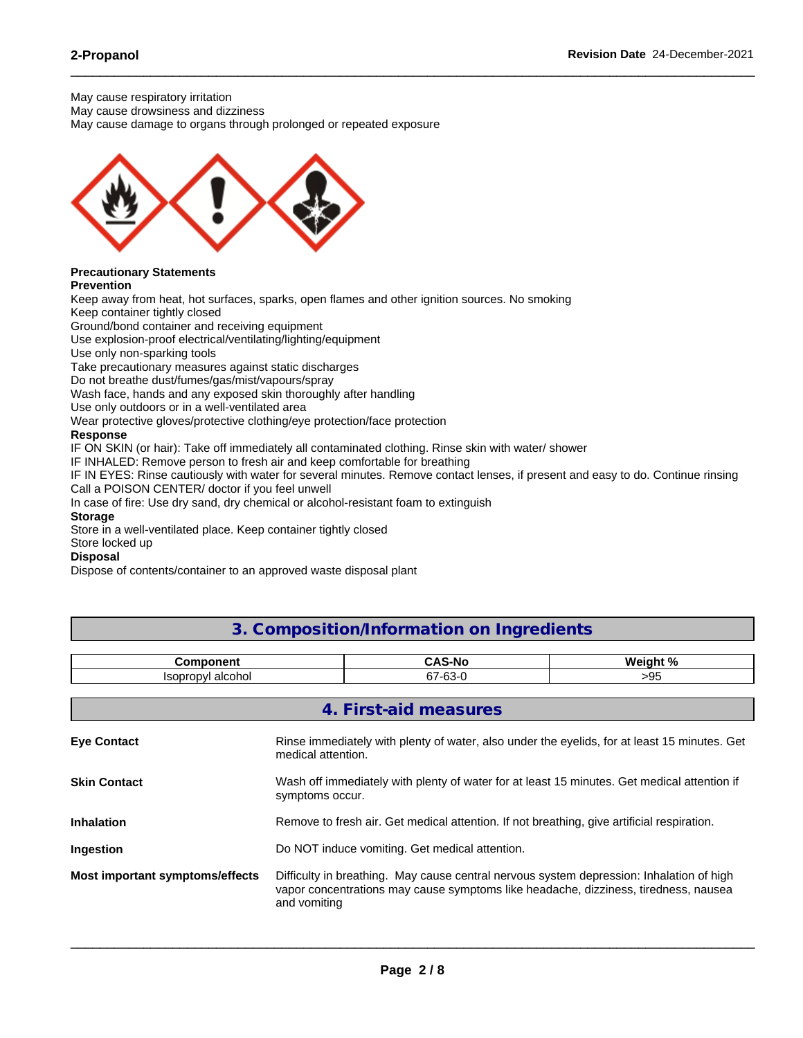May cause respiratory irritation
May cause drowsiness and dizziness
May cause damage to organs through prolonged or repeated exposure

**Precautionary Statements**
**Prevention**
Keep away from heat, hot surfaces, sparks, open flames and other ignition sources. No smoking
Keep container tightly closed
Ground/bond container and receiving equipment
Use explosion-proof electrical/ventilating/lighting/equipment
Use only non-sparking tools
Take precautionary measures against static discharges
Do not breathe dust/fumes/gas/mist/vapours/spray
Wash face, hands and any exposed skin thoroughly after handling
Use only outdoors or in a well-ventilated area
Wear protective gloves/protective clothing/eye protection/face protection
**Response**
IF ON SKIN (or hair): Take off immediately all contaminated clothing. Rinse skin with water/ shower
IF INHALED: Remove person to fresh air and keep comfortable for breathing
IF IN EYES: Rinse cautiously with water for several minutes. Remove contact lenses, if present and easy to do. Continue rinsing
Call a POISON CENTER/ doctor if you feel unwell
In case of fire: Use dry sand, dry chemical or alcohol-resistant foam to extinguish
**Storage**
Store in a well-ventilated place. Keep container tightly closed
Store locked up
**Disposal**
Dispose of contents/container to an approved waste disposal plant

## 3. Composition/Information on Ingredients

| Component | CAS-No | Weight % |
|---|---|---|
| Isopropyl alcohol | 67-63-0 | >95 |

## 4. First-aid measures

**Eye Contact**
Rinse immediately with plenty of water, also under the eyelids, for at least 15 minutes. Get medical attention.

**Skin Contact**
Wash off immediately with plenty of water for at least 15 minutes. Get medical attention if symptoms occur.

**Inhalation**
Remove to fresh air. Get medical attention. If not breathing, give artificial respiration.

**Ingestion**
Do NOT induce vomiting. Get medical attention.

**Most important symptoms/effects**
Difficulty in breathing. May cause central nervous system depression: Inhalation of high vapor concentrations may cause symptoms like headache, dizziness, tiredness, nausea and vomiting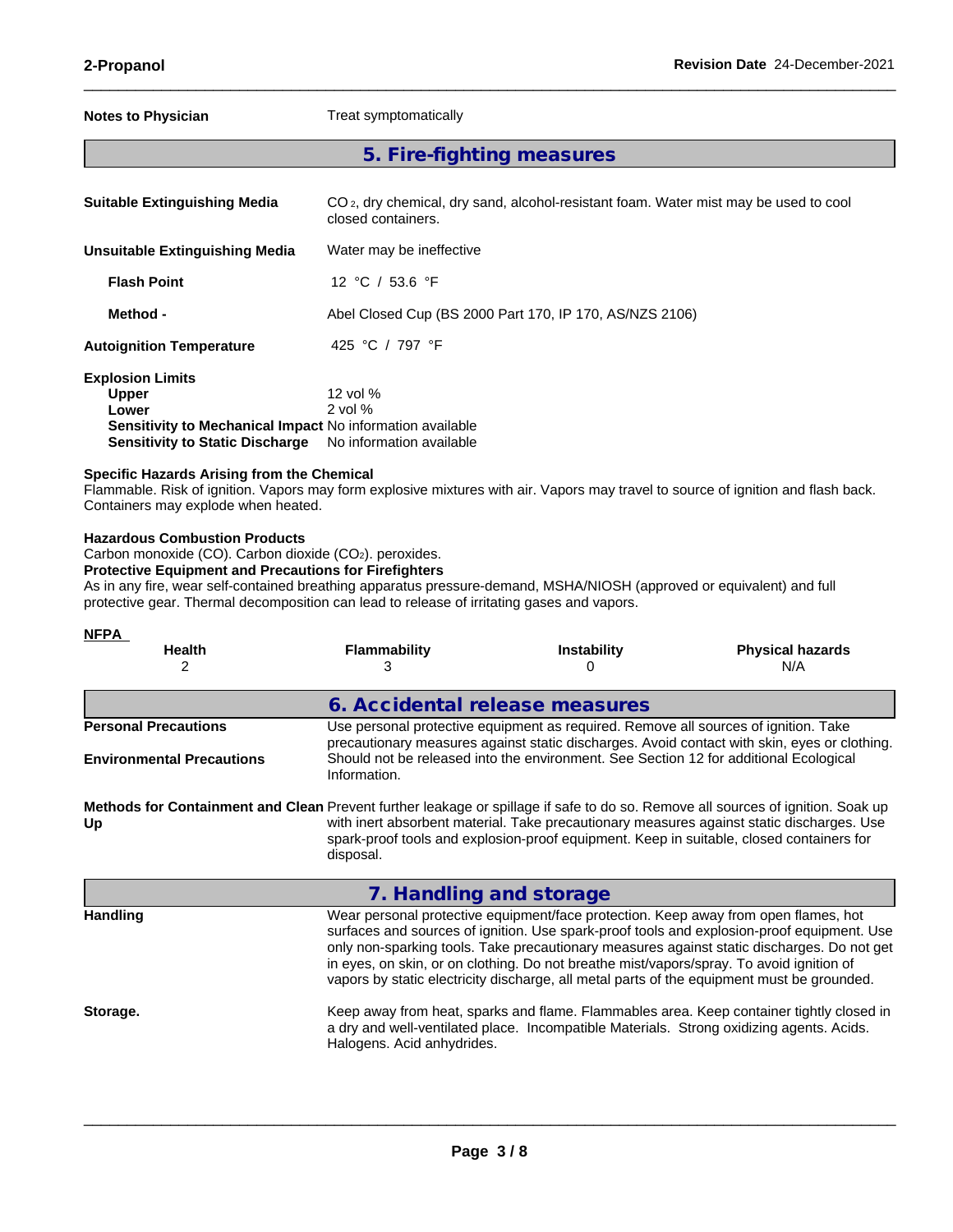**Notes to Physician** Treat symptomatically

## 5. Fire-fighting measures

**Suitable Extinguishing Media** $CO_2$, dry chemical, dry sand, alcohol-resistant foam. Water mist may be used to cool closed containers.

**Unsuitable Extinguishing Media** Water may be ineffective

**Flash Point** 12 °C / 53.6 °F

**Method -** Abel Closed Cup (BS 2000 Part 170, IP 170, AS/NZS 2106)

**Autoignition Temperature** 425 °C / 797 °F

**Explosion Limits**
**Upper** 12 vol %
**Lower** 2 vol %
**Sensitivity to Mechanical Impact** No information available
**Sensitivity to Static Discharge** No information available

**Specific Hazards Arising from the Chemical**
Flammable. Risk of ignition. Vapors may form explosive mixtures with air. Vapors may travel to source of ignition and flash back. Containers may explode when heated.

**Hazardous Combustion Products**
Carbon monoxide (CO). Carbon dioxide ($CO_2$). peroxides.
**Protective Equipment and Precautions for Firefighters**
As in any fire, wear self-contained breathing apparatus pressure-demand, MSHA/NIOSH (approved or equivalent) and full protective gear. Thermal decomposition can lead to release of irritating gases and vapors.

**NFPA**

| Health | Flammability | Instability | Physical hazards |
|---|---|---|---|
| 2 | 3 | 0 | N/A |

## 6. Accidental release measures

**Personal Precautions** Use personal protective equipment as required. Remove all sources of ignition. Take precautionary measures against static discharges. Avoid contact with skin, eyes or clothing.

**Environmental Precautions** Should not be released into the environment. See Section 12 for additional Ecological Information.

**Methods for Containment and Clean Up** Prevent further leakage or spillage if safe to do so. Remove all sources of ignition. Soak up with inert absorbent material. Take precautionary measures against static discharges. Use spark-proof tools and explosion-proof equipment. Keep in suitable, closed containers for disposal.

## 7. Handling and storage

**Handling** Wear personal protective equipment/face protection. Keep away from open flames, hot surfaces and sources of ignition. Use spark-proof tools and explosion-proof equipment. Use only non-sparking tools. Take precautionary measures against static discharges. Do not get in eyes, on skin, or on clothing. Do not breathe mist/vapors/spray. To avoid ignition of vapors by static electricity discharge, all metal parts of the equipment must be grounded.

**Storage.** Keep away from heat, sparks and flame. Flammables area. Keep container tightly closed in a dry and well-ventilated place. Incompatible Materials. Strong oxidizing agents. Acids. Halogens. Acid anhydrides.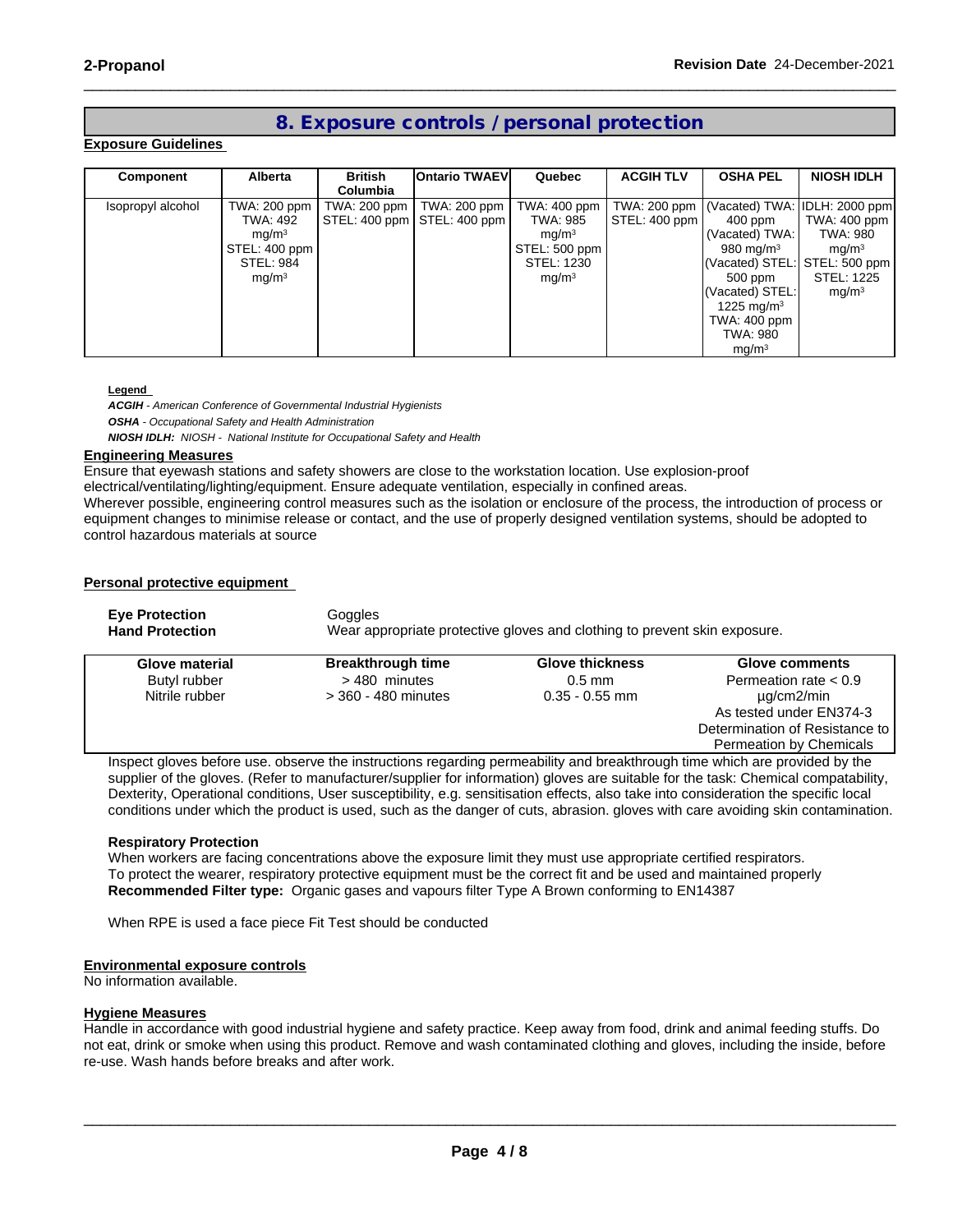## 8. Exposure controls / personal protection

**Exposure Guidelines**

| Component | Alberta | British Columbia | Ontario TWAEV | Quebec | ACGIH TLV | OSHA PEL | NIOSH IDLH |
|---|---|---|---|---|---|---|---|
| Isopropyl alcohol | TWA: 200 ppm TWA: 492 mg/m³ STEL: 400 ppm STEL: 984 mg/m³ | TWA: 200 ppm STEL: 400 ppm | TWA: 200 ppm STEL: 400 ppm | TWA: 400 ppm TWA: 985 mg/m³ STEL: 500 ppm STEL: 1230 mg/m³ | TWA: 200 ppm STEL: 400 ppm | (Vacated) TWA: 400 ppm (Vacated) TWA: 980 mg/m³ (Vacated) STEL: 500 ppm (Vacated) STEL: 1225 mg/m³ TWA: 400 ppm TWA: 980 mg/m³ | IDLH: 2000 ppm TWA: 400 ppm TWA: 980 mg/m³ STEL: 500 ppm STEL: 1225 mg/m³ |

**Legend**

***ACGIH*** *- American Conference of Governmental Industrial Hygienists*

***OSHA*** *- Occupational Safety and Health Administration*

***NIOSH IDLH:*** *NIOSH - National Institute for Occupational Safety and Health*

**Engineering Measures**

Ensure that eyewash stations and safety showers are close to the workstation location. Use explosion-proof electrical/ventilating/lighting/equipment. Ensure adequate ventilation, especially in confined areas.
Wherever possible, engineering control measures such as the isolation or enclosure of the process, the introduction of process or equipment changes to minimise release or contact, and the use of properly designed ventilation systems, should be adopted to control hazardous materials at source

**Personal protective equipment**

**Eye Protection** Goggles

**Hand Protection** Wear appropriate protective gloves and clothing to prevent skin exposure.

| Glove material | Breakthrough time | Glove thickness | Glove comments |
|---|---|---|---|
| Butyl rubber | > 480 minutes | 0.5 mm | Permeation rate < 0.9 µg/cm2/min |
| Nitrile rubber | > 360 - 480 minutes | 0.35 - 0.55 mm | As tested under EN374-3 Determination of Resistance to Permeation by Chemicals |

Inspect gloves before use. observe the instructions regarding permeability and breakthrough time which are provided by the supplier of the gloves. (Refer to manufacturer/supplier for information) gloves are suitable for the task: Chemical compatability, Dexterity, Operational conditions, User susceptibility, e.g. sensitisation effects, also take into consideration the specific local conditions under which the product is used, such as the danger of cuts, abrasion. gloves with care avoiding skin contamination.

**Respiratory Protection**

When workers are facing concentrations above the exposure limit they must use appropriate certified respirators.
To protect the wearer, respiratory protective equipment must be the correct fit and be used and maintained properly
**Recommended Filter type:** Organic gases and vapours filter Type A Brown conforming to EN14387

When RPE is used a face piece Fit Test should be conducted

**Environmental exposure controls**

No information available.

**Hygiene Measures**

Handle in accordance with good industrial hygiene and safety practice. Keep away from food, drink and animal feeding stuffs. Do not eat, drink or smoke when using this product. Remove and wash contaminated clothing and gloves, including the inside, before re-use. Wash hands before breaks and after work.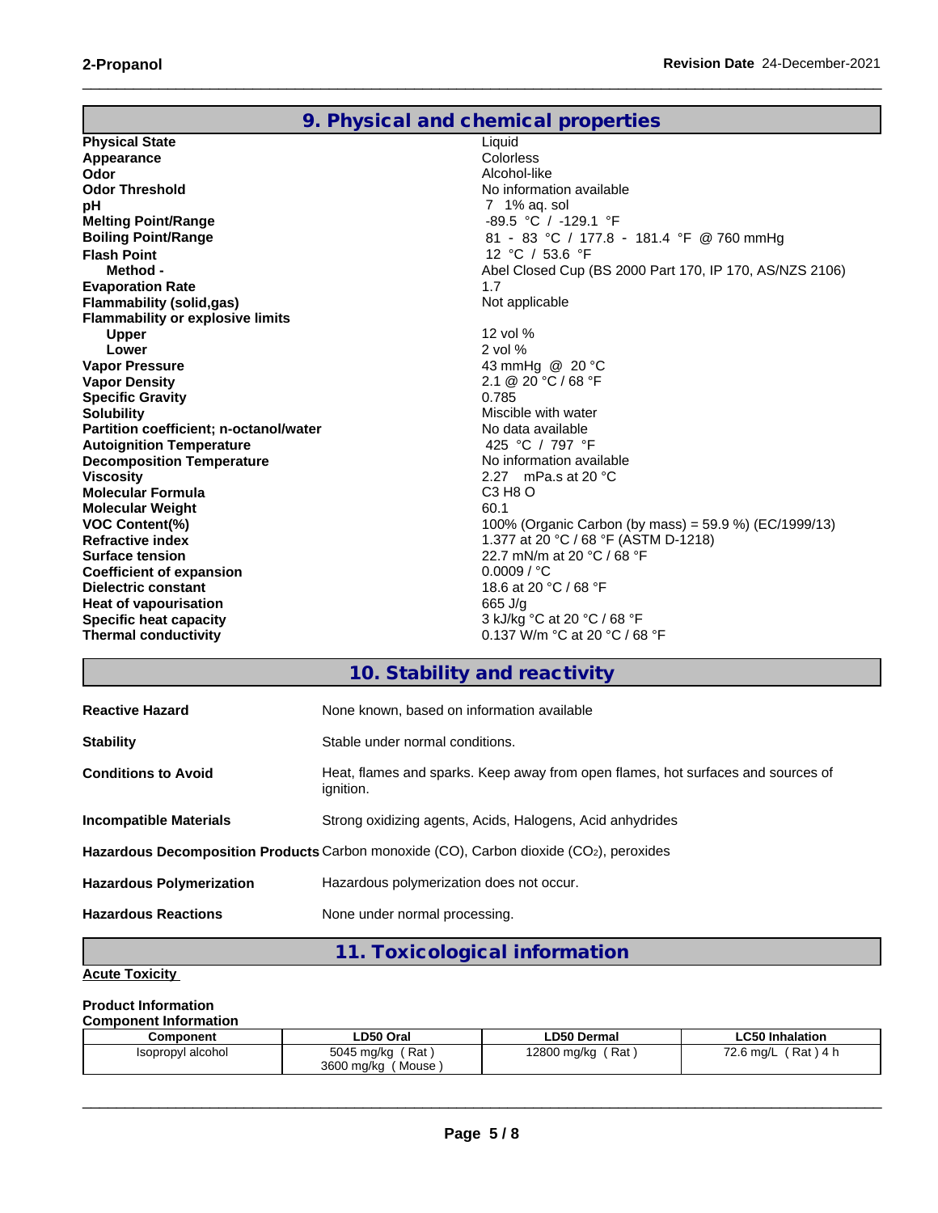## 9. Physical and chemical properties

| Property | Value |
|---|---|
| **Physical State** | Liquid |
| **Appearance** | Colorless |
| **Odor** | Alcohol-like |
| **Odor Threshold** | No information available |
| **pH** | 7 1% aq. sol |
| **Melting Point/Range** | -89.5 °C / -129.1 °F |
| **Boiling Point/Range** | 81 - 83 °C / 177.8 - 181.4 °F @ 760 mmHg |
| **Flash Point** | 12 °C / 53.6 °F |
| **Method -** | Abel Closed Cup (BS 2000 Part 170, IP 170, AS/NZS 2106) |
| **Evaporation Rate** | 1.7 |
| **Flammability (solid,gas)** | Not applicable |
| **Flammability or explosive limits** | |
| **Upper** | 12 vol % |
| **Lower** | 2 vol % |
| **Vapor Pressure** | 43 mmHg @ 20 °C |
| **Vapor Density** | 2.1 @ 20 °C / 68 °F |
| **Specific Gravity** | 0.785 |
| **Solubility** | Miscible with water |
| **Partition coefficient; n-octanol/water** | No data available |
| **Autoignition Temperature** | 425 °C / 797 °F |
| **Decomposition Temperature** | No information available |
| **Viscosity** | 2.27 mPa.s at 20 °C |
| **Molecular Formula** | C3 H8 O |
| **Molecular Weight** | 60.1 |
| **VOC Content(%)** | 100% (Organic Carbon (by mass) = 59.9 %) (EC/1999/13) |
| **Refractive index** | 1.377 at 20 °C / 68 °F (ASTM D-1218) |
| **Surface tension** | 22.7 mN/m at 20 °C / 68 °F |
| **Coefficient of expansion** | 0.0009 / °C |
| **Dielectric constant** | 18.6 at 20 °C / 68 °F |
| **Heat of vapourisation** | 665 J/g |
| **Specific heat capacity** | 3 kJ/kg °C at 20 °C / 68 °F |
| **Thermal conductivity** | 0.137 W/m °C at 20 °C / 68 °F |

## 10. Stability and reactivity

| | |
|---|---|
| **Reactive Hazard** | None known, based on information available |
| **Stability** | Stable under normal conditions. |
| **Conditions to Avoid** | Heat, flames and sparks. Keep away from open flames, hot surfaces and sources of ignition. |
| **Incompatible Materials** | Strong oxidizing agents, Acids, Halogens, Acid anhydrides |
| **Hazardous Decomposition Products** | Carbon monoxide (CO), Carbon dioxide ($CO_2$), peroxides |
| **Hazardous Polymerization** | Hazardous polymerization does not occur. |
| **Hazardous Reactions** | None under normal processing. |

## 11. Toxicological information

**Acute Toxicity**

**Product Information**

**Component Information**

| Component | LD50 Oral | LD50 Dermal | LC50 Inhalation |
|---|---|---|---|
| Isopropyl alcohol | 5045 mg/kg ( Rat )<br>3600 mg/kg ( Mouse ) | 12800 mg/kg ( Rat ) | 72.6 mg/L ( Rat ) 4 h |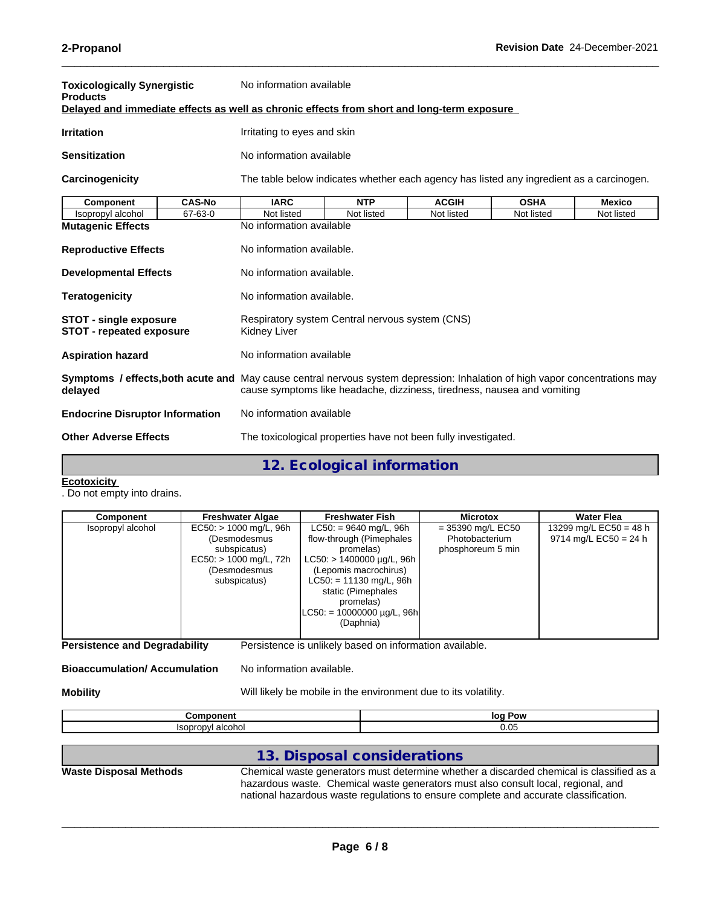**Toxicologically Synergistic Products** No information available

**Delayed and immediate effects as well as chronic effects from short and long-term exposure**

**Irritation** Irritating to eyes and skin

**Sensitization** No information available

**Carcinogenicity** The table below indicates whether each agency has listed any ingredient as a carcinogen.

| Component | CAS-No | IARC | NTP | ACGIH | OSHA | Mexico |
|---|---|---|---|---|---|---|
| Isopropyl alcohol | 67-63-0 | Not listed | Not listed | Not listed | Not listed | Not listed |

**Mutagenic Effects** No information available

**Reproductive Effects** No information available.

**Developmental Effects** No information available.

**Teratogenicity** No information available.

**STOT - single exposure** Respiratory system Central nervous system (CNS)

**STOT - repeated exposure** Kidney Liver

**Aspiration hazard** No information available

**Symptoms / effects,both acute and delayed** May cause central nervous system depression: Inhalation of high vapor concentrations may cause symptoms like headache, dizziness, tiredness, nausea and vomiting

**Endocrine Disruptor Information** No information available

**Other Adverse Effects** The toxicological properties have not been fully investigated.

## 12. Ecological information

**Ecotoxicity**

. Do not empty into drains.

| Component | Freshwater Algae | Freshwater Fish | Microtox | Water Flea |
|---|---|---|---|---|
| Isopropyl alcohol | EC50: > 1000 mg/L, 96h (Desmodesmus subspicatus) EC50: > 1000 mg/L, 72h (Desmodesmus subspicatus) | LC50: = 9640 mg/L, 96h flow-through (Pimephales promelas) LC50: > 1400000 µg/L, 96h (Lepomis macrochirus) LC50: = 11130 mg/L, 96h static (Pimephales promelas) LC50: = 10000000 µg/L, 96h (Daphnia) | = 35390 mg/L EC50 Photobacterium phosphoreum 5 min | 13299 mg/L EC50 = 48 h 9714 mg/L EC50 = 24 h |

**Persistence and Degradability** Persistence is unlikely based on information available.

**Bioaccumulation/ Accumulation** No information available.

**Mobility** Will likely be mobile in the environment due to its volatility.

| Component | log Pow |
|---|---|
| Isopropyl alcohol | 0.05 |

## 13. Disposal considerations

**Waste Disposal Methods** Chemical waste generators must determine whether a discarded chemical is classified as a hazardous waste. Chemical waste generators must also consult local, regional, and national hazardous waste regulations to ensure complete and accurate classification.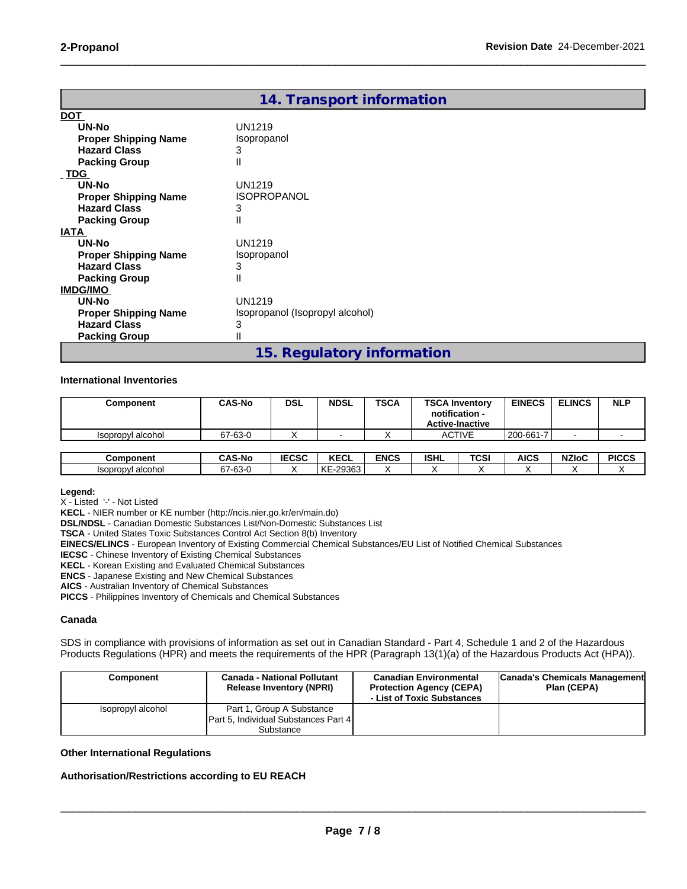## 14. Transport information

**DOT**

| | |
|---|---|
| **UN-No** | UN1219 |
| **Proper Shipping Name** | Isopropanol |
| **Hazard Class** | 3 |
| **Packing Group** | II |

**TDG**

| | |
|---|---|
| **UN-No** | UN1219 |
| **Proper Shipping Name** | ISOPROPANOL |
| **Hazard Class** | 3 |
| **Packing Group** | II |

**IATA**

| | |
|---|---|
| **UN-No** | UN1219 |
| **Proper Shipping Name** | Isopropanol |
| **Hazard Class** | 3 |
| **Packing Group** | II |

**IMDG/IMO**

| | |
|---|---|
| **UN-No** | UN1219 |
| **Proper Shipping Name** | Isopropanol (Isopropyl alcohol) |
| **Hazard Class** | 3 |
| **Packing Group** | II |

## 15. Regulatory information

**International Inventories**

| Component | CAS-No | DSL | NDSL | TSCA | TSCA Inventory notification - Active-Inactive | EINECS | ELINCS | NLP |
|---|---|---|---|---|---|---|---|---|
| Isopropyl alcohol | 67-63-0 | X | - | X | ACTIVE | 200-661-7 | - | - |

| Component | CAS-No | IECSC | KECL | ENCS | ISHL | TCSI | AICS | NZIoC | PICCS |
|---|---|---|---|---|---|---|---|---|---|
| Isopropyl alcohol | 67-63-0 | X | KE-29363 | X | X | X | X | X | X |

**Legend:**
X - Listed '-' - Not Listed
**KECL** - NIER number or KE number (http://ncis.nier.go.kr/en/main.do)
**DSL/NDSL** - Canadian Domestic Substances List/Non-Domestic Substances List
**TSCA** - United States Toxic Substances Control Act Section 8(b) Inventory
**EINECS/ELINCS** - European Inventory of Existing Commercial Chemical Substances/EU List of Notified Chemical Substances
**IECSC** - Chinese Inventory of Existing Chemical Substances
**KECL** - Korean Existing and Evaluated Chemical Substances
**ENCS** - Japanese Existing and New Chemical Substances
**AICS** - Australian Inventory of Chemical Substances
**PICCS** - Philippines Inventory of Chemicals and Chemical Substances

**Canada**

SDS in compliance with provisions of information as set out in Canadian Standard - Part 4, Schedule 1 and 2 of the Hazardous Products Regulations (HPR) and meets the requirements of the HPR (Paragraph 13(1)(a) of the Hazardous Products Act (HPA)).

| Component | Canada - National Pollutant Release Inventory (NPRI) | Canadian Environmental Protection Agency (CEPA) - List of Toxic Substances | Canada's Chemicals Management Plan (CEPA) |
|---|---|---|---|
| Isopropyl alcohol | Part 1, Group A Substance Part 5, Individual Substances Part 4 Substance | | |

**Other International Regulations**

**Authorisation/Restrictions according to EU REACH**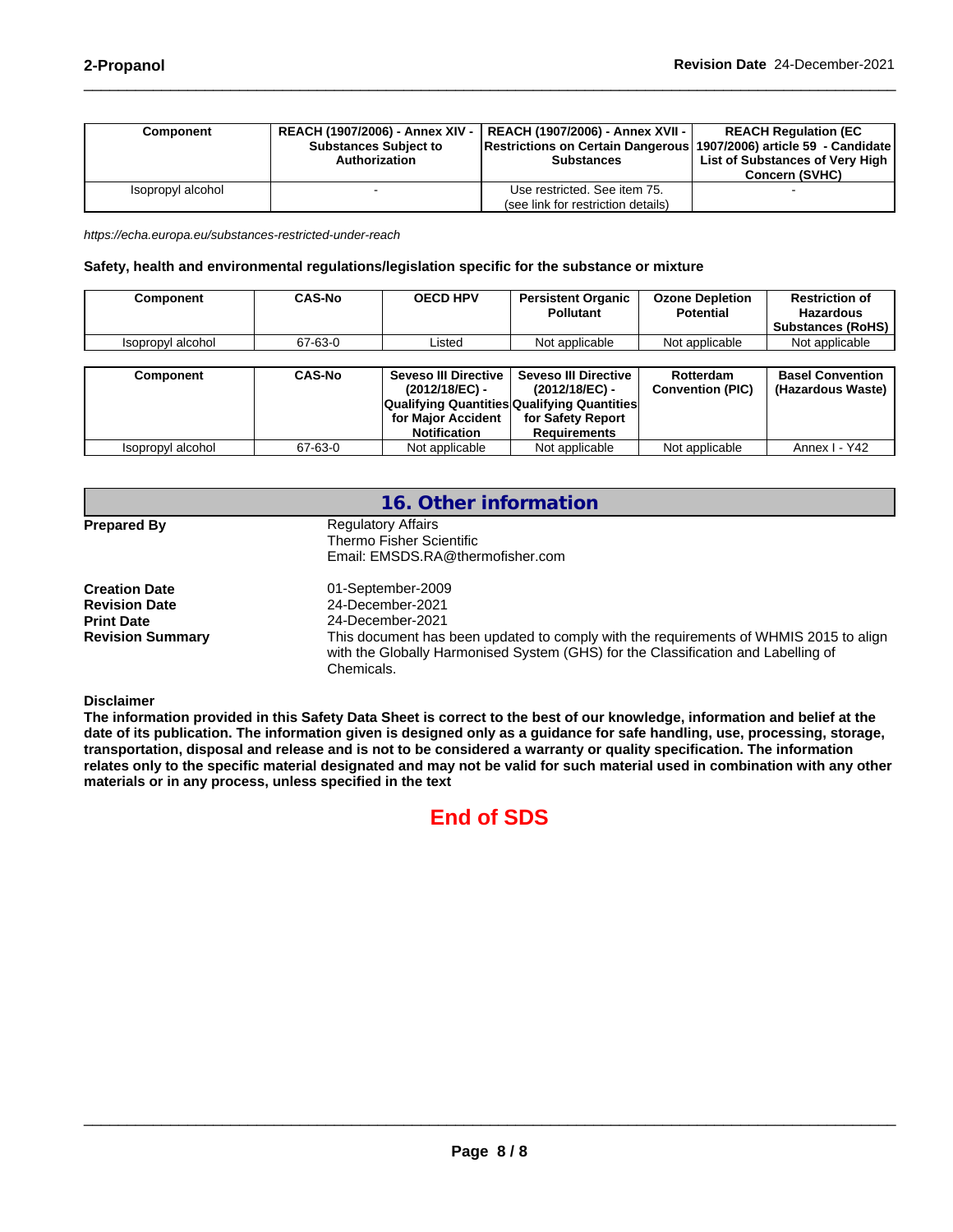| Component | REACH (1907/2006) - Annex XIV - Substances Subject to Authorization | REACH (1907/2006) - Annex XVII - Restrictions on Certain Dangerous Substances | REACH Regulation (EC 1907/2006) article 59 - Candidate List of Substances of Very High Concern (SVHC) |
|---|---|---|---|
| Isopropyl alcohol | - | Use restricted. See item 75. (see link for restriction details) | - |

*https://echa.europa.eu/substances-restricted-under-reach*

**Safety, health and environmental regulations/legislation specific for the substance or mixture**

| Component | CAS-No | OECD HPV | Persistent Organic Pollutant | Ozone Depletion Potential | Restriction of Hazardous Substances (RoHS) |
|---|---|---|---|---|---|
| Isopropyl alcohol | 67-63-0 | Listed | Not applicable | Not applicable | Not applicable |

| Component | CAS-No | Seveso III Directive (2012/18/EC) - Qualifying Quantities for Major Accident Notification | Seveso III Directive (2012/18/EC) - Qualifying Quantities for Safety Report Requirements | Rotterdam Convention (PIC) | Basel Convention (Hazardous Waste) |
|---|---|---|---|---|---|
| Isopropyl alcohol | 67-63-0 | Not applicable | Not applicable | Not applicable | Annex I - Y42 |

## 16. Other information

**Prepared By**
Regulatory Affairs
Thermo Fisher Scientific
Email: EMSDS.RA@thermofisher.com

**Creation Date** 01-September-2009
**Revision Date** 24-December-2021
**Print Date** 24-December-2021
**Revision Summary** This document has been updated to comply with the requirements of WHMIS 2015 to align with the Globally Harmonised System (GHS) for the Classification and Labelling of Chemicals.

**Disclaimer**
**The information provided in this Safety Data Sheet is correct to the best of our knowledge, information and belief at the date of its publication. The information given is designed only as a guidance for safe handling, use, processing, storage, transportation, disposal and release and is not to be considered a warranty or quality specification. The information relates only to the specific material designated and may not be valid for such material used in combination with any other materials or in any process, unless specified in the text**

**End of SDS**